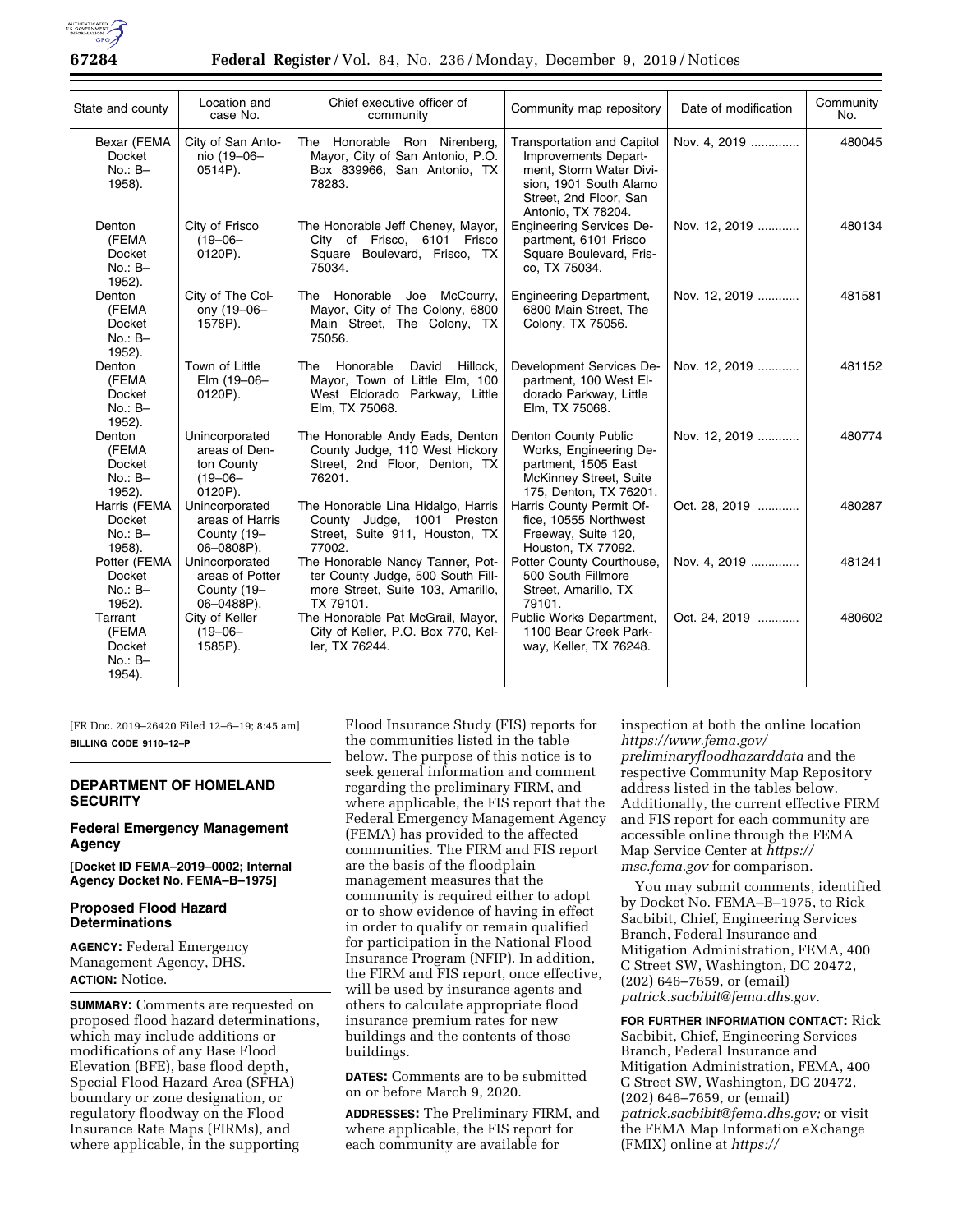| State and county | Location and case No. | Chief executive officer of community | Community map repository | Date of modification | Community No. |
|---|---|---|---|---|---|
| Bexar (FEMA Docket No.: B–1958). | City of San Antonio (19–06–0514P). | The Honorable Ron Nirenberg, Mayor, City of San Antonio, P.O. Box 839966, San Antonio, TX 78283. | Transportation and Capitol Improvements Department, Storm Water Division, 1901 South Alamo Street, 2nd Floor, San Antonio, TX 78204. | Nov. 4, 2019 | 480045 |
| Denton (FEMA Docket No.: B–1952). | City of Frisco (19–06–0120P). | The Honorable Jeff Cheney, Mayor, City of Frisco, 6101 Frisco Square Boulevard, Frisco, TX 75034. | Engineering Services Department, 6101 Frisco Square Boulevard, Frisco, TX 75034. | Nov. 12, 2019 | 480134 |
| Denton (FEMA Docket No.: B–1952). | City of The Colony (19–06–1578P). | The Honorable Joe McCourry, Mayor, City of The Colony, 6800 Main Street, The Colony, TX 75056. | Engineering Department, 6800 Main Street, The Colony, TX 75056. | Nov. 12, 2019 | 481581 |
| Denton (FEMA Docket No.: B–1952). | Town of Little Elm (19–06–0120P). | The Honorable David Hillock, Mayor, Town of Little Elm, 100 West Eldorado Parkway, Little Elm, TX 75068. | Development Services Department, 100 West Eldorado Parkway, Little Elm, TX 75068. | Nov. 12, 2019 | 481152 |
| Denton (FEMA Docket No.: B–1952). | Unincorporated areas of Denton County (19–06–0120P). | The Honorable Andy Eads, Denton County Judge, 110 West Hickory Street, 2nd Floor, Denton, TX 76201. | Denton County Public Works, Engineering Department, 1505 East McKinney Street, Suite 175, Denton, TX 76201. | Nov. 12, 2019 | 480774 |
| Harris (FEMA Docket No.: B–1958). | Unincorporated areas of Harris County (19–06–0808P). | The Honorable Lina Hidalgo, Harris County Judge, 1001 Preston Street, Suite 911, Houston, TX 77002. | Harris County Permit Office, 10555 Northwest Freeway, Suite 120, Houston, TX 77092. | Oct. 28, 2019 | 480287 |
| Potter (FEMA Docket No.: B–1952). | Unincorporated areas of Potter County (19–06–0488P). | The Honorable Nancy Tanner, Potter County Judge, 500 South Fillmore Street, Suite 103, Amarillo, TX 79101. | Potter County Courthouse, 500 South Fillmore Street, Amarillo, TX 79101. | Nov. 4, 2019 | 481241 |
| Tarrant (FEMA Docket No.: B–1954). | City of Keller (19–06–1585P). | The Honorable Pat McGrail, Mayor, City of Keller, P.O. Box 770, Keller, TX 76244. | Public Works Department, 1100 Bear Creek Parkway, Keller, TX 76248. | Oct. 24, 2019 | 480602 |

[FR Doc. 2019–26420 Filed 12–6–19; 8:45 am]

**BILLING CODE 9110–12–P**

## DEPARTMENT OF HOMELAND SECURITY

### Federal Emergency Management Agency

**[Docket ID FEMA–2019–0002; Internal Agency Docket No. FEMA–B–1975]**

### Proposed Flood Hazard Determinations

**AGENCY:** Federal Emergency Management Agency, DHS.

**ACTION:** Notice.

**SUMMARY:** Comments are requested on proposed flood hazard determinations, which may include additions or modifications of any Base Flood Elevation (BFE), base flood depth, Special Flood Hazard Area (SFHA) boundary or zone designation, or regulatory floodway on the Flood Insurance Rate Maps (FIRMs), and where applicable, in the supporting Flood Insurance Study (FIS) reports for the communities listed in the table below. The purpose of this notice is to seek general information and comment regarding the preliminary FIRM, and where applicable, the FIS report that the Federal Emergency Management Agency (FEMA) has provided to the affected communities. The FIRM and FIS report are the basis of the floodplain management measures that the community is required either to adopt or to show evidence of having in effect in order to qualify or remain qualified for participation in the National Flood Insurance Program (NFIP). In addition, the FIRM and FIS report, once effective, will be used by insurance agents and others to calculate appropriate flood insurance premium rates for new buildings and the contents of those buildings.

**DATES:** Comments are to be submitted on or before March 9, 2020.

**ADDRESSES:** The Preliminary FIRM, and where applicable, the FIS report for each community are available for inspection at both the online location *https://www.fema.gov/preliminaryfloodhazarddata* and the respective Community Map Repository address listed in the tables below. Additionally, the current effective FIRM and FIS report for each community are accessible online through the FEMA Map Service Center at *https://msc.fema.gov* for comparison.

You may submit comments, identified by Docket No. FEMA–B–1975, to Rick Sacbibit, Chief, Engineering Services Branch, Federal Insurance and Mitigation Administration, FEMA, 400 C Street SW, Washington, DC 20472, (202) 646–7659, or (email) *patrick.sacbibit@fema.dhs.gov.*

**FOR FURTHER INFORMATION CONTACT:** Rick Sacbibit, Chief, Engineering Services Branch, Federal Insurance and Mitigation Administration, FEMA, 400 C Street SW, Washington, DC 20472, (202) 646–7659, or (email) *patrick.sacbibit@fema.dhs.gov;* or visit the FEMA Map Information eXchange (FMIX) online at *https://*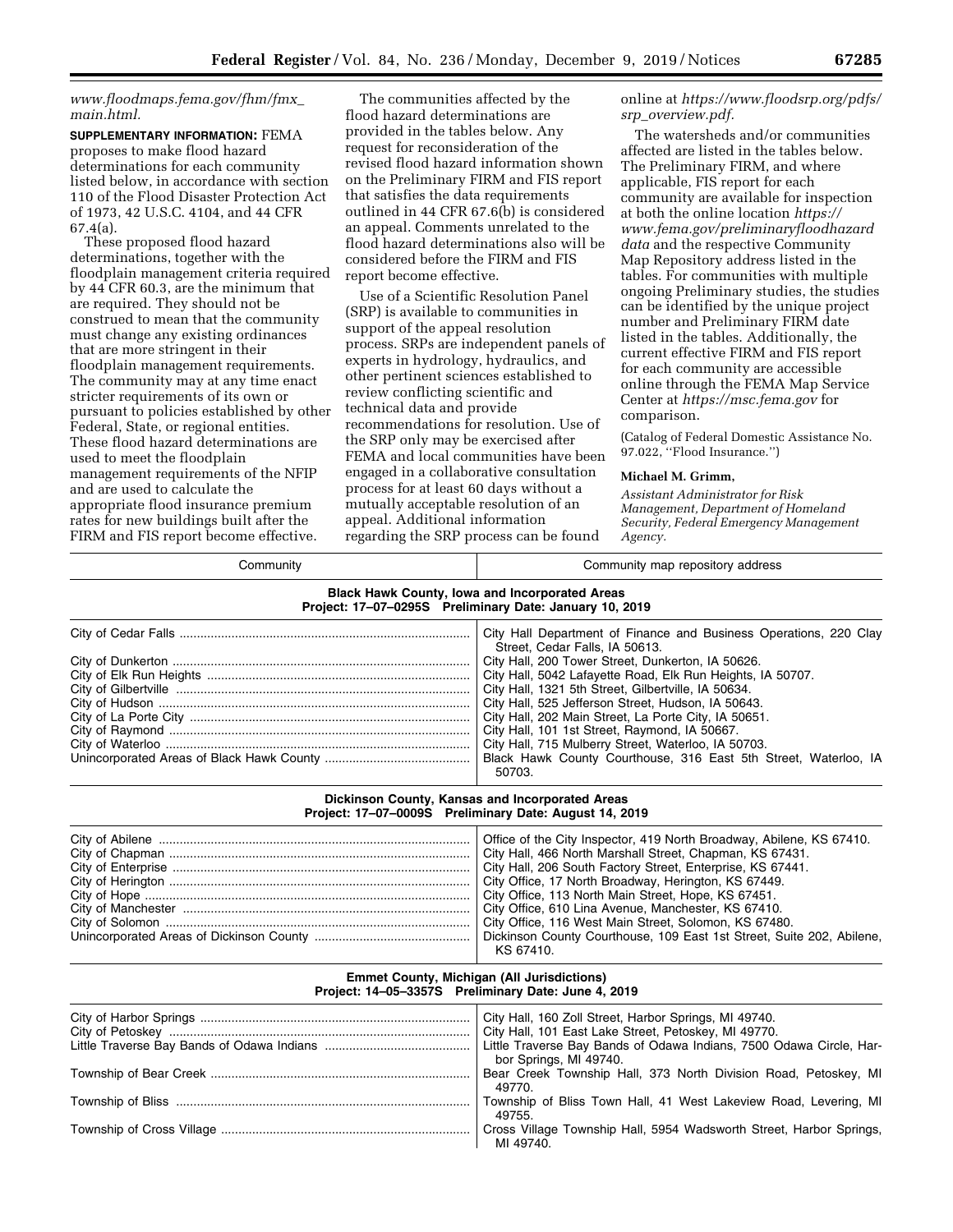www.floodmaps.fema.gov/fhm/fmx_main.html.

**SUPPLEMENTARY INFORMATION:** FEMA proposes to make flood hazard determinations for each community listed below, in accordance with section 110 of the Flood Disaster Protection Act of 1973, 42 U.S.C. 4104, and 44 CFR 67.4(a).

These proposed flood hazard determinations, together with the floodplain management criteria required by 44 CFR 60.3, are the minimum that are required. They should not be construed to mean that the community must change any existing ordinances that are more stringent in their floodplain management requirements. The community may at any time enact stricter requirements of its own or pursuant to policies established by other Federal, State, or regional entities. These flood hazard determinations are used to meet the floodplain management requirements of the NFIP and are used to calculate the appropriate flood insurance premium rates for new buildings built after the FIRM and FIS report become effective.

The communities affected by the flood hazard determinations are provided in the tables below. Any request for reconsideration of the revised flood hazard information shown on the Preliminary FIRM and FIS report that satisfies the data requirements outlined in 44 CFR 67.6(b) is considered an appeal. Comments unrelated to the flood hazard determinations also will be considered before the FIRM and FIS report become effective.

Use of a Scientific Resolution Panel (SRP) is available to communities in support of the appeal resolution process. SRPs are independent panels of experts in hydrology, hydraulics, and other pertinent sciences established to review conflicting scientific and technical data and provide recommendations for resolution. Use of the SRP only may be exercised after FEMA and local communities have been engaged in a collaborative consultation process for at least 60 days without a mutually acceptable resolution of an appeal. Additional information regarding the SRP process can be found online at *https://www.floodsrp.org/pdfs/srp_overview.pdf.*

The watersheds and/or communities affected are listed in the tables below. The Preliminary FIRM, and where applicable, FIS report for each community are available for inspection at both the online location *https://www.fema.gov/preliminaryfloodhazarddata* and the respective Community Map Repository address listed in the tables. For communities with multiple ongoing Preliminary studies, the studies can be identified by the unique project number and Preliminary FIRM date listed in the tables. Additionally, the current effective FIRM and FIS report for each community are accessible online through the FEMA Map Service Center at *https://msc.fema.gov* for comparison.

(Catalog of Federal Domestic Assistance No. 97.022, "Flood Insurance.")

**Michael M. Grimm,**

*Assistant Administrator for Risk Management, Department of Homeland Security, Federal Emergency Management Agency.*

| Community | Community map repository address |
|---|---|
| **Black Hawk County, Iowa and Incorporated Areas** **Project: 17–07–0295S Preliminary Date: January 10, 2019** | |
| City of Cedar Falls | City Hall Department of Finance and Business Operations, 220 Clay Street, Cedar Falls, IA 50613. |
| City of Dunkerton | City Hall, 200 Tower Street, Dunkerton, IA 50626. |
| City of Elk Run Heights | City Hall, 5042 Lafayette Road, Elk Run Heights, IA 50707. |
| City of Gilbertville | City Hall, 1321 5th Street, Gilbertville, IA 50634. |
| City of Hudson | City Hall, 525 Jefferson Street, Hudson, IA 50643. |
| City of La Porte City | City Hall, 202 Main Street, La Porte City, IA 50651. |
| City of Raymond | City Hall, 101 1st Street, Raymond, IA 50667. |
| City of Waterloo | City Hall, 715 Mulberry Street, Waterloo, IA 50703. |
| Unincorporated Areas of Black Hawk County | Black Hawk County Courthouse, 316 East 5th Street, Waterloo, IA 50703. |
| **Dickinson County, Kansas and Incorporated Areas** **Project: 17–07–0009S Preliminary Date: August 14, 2019** | |
| City of Abilene | Office of the City Inspector, 419 North Broadway, Abilene, KS 67410. |
| City of Chapman | City Hall, 466 North Marshall Street, Chapman, KS 67431. |
| City of Enterprise | City Hall, 206 South Factory Street, Enterprise, KS 67441. |
| City of Herington | City Office, 17 North Broadway, Herington, KS 67449. |
| City of Hope | City Office, 113 North Main Street, Hope, KS 67451. |
| City of Manchester | City Office, 610 Lina Avenue, Manchester, KS 67410. |
| City of Solomon | City Office, 116 West Main Street, Solomon, KS 67480. |
| Unincorporated Areas of Dickinson County | Dickinson County Courthouse, 109 East 1st Street, Suite 202, Abilene, KS 67410. |
| **Emmet County, Michigan (All Jurisdictions)** **Project: 14–05–3357S Preliminary Date: June 4, 2019** | |
| City of Harbor Springs | City Hall, 160 Zoll Street, Harbor Springs, MI 49740. |
| City of Petoskey | City Hall, 101 East Lake Street, Petoskey, MI 49770. |
| Little Traverse Bay Bands of Odawa Indians | Little Traverse Bay Bands of Odawa Indians, 7500 Odawa Circle, Harbor Springs, MI 49740. |
| Township of Bear Creek | Bear Creek Township Hall, 373 North Division Road, Petoskey, MI 49770. |
| Township of Bliss | Township of Bliss Town Hall, 41 West Lakeview Road, Levering, MI 49755. |
| Township of Cross Village | Cross Village Township Hall, 5954 Wadsworth Street, Harbor Springs, MI 49740. |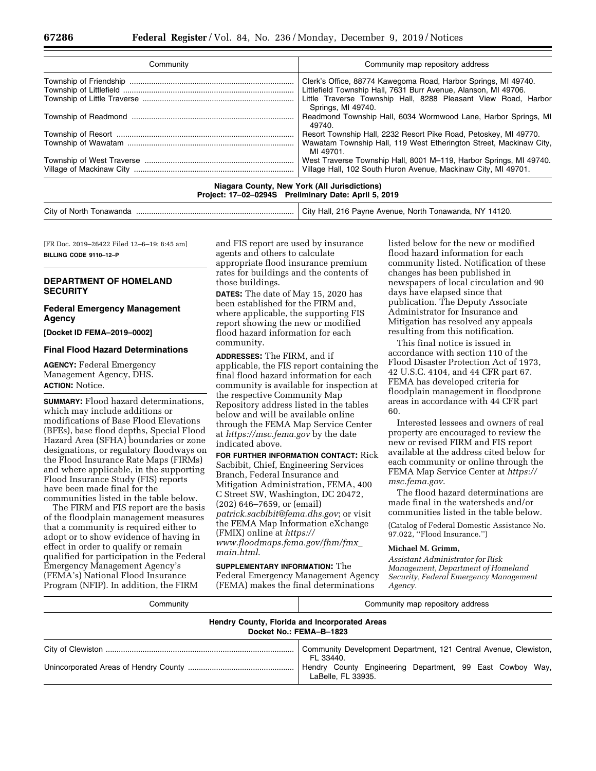| Community | Community map repository address |
|---|---|
| Township of Friendship | Clerk's Office, 88774 Kawegoma Road, Harbor Springs, MI 49740. |
| Township of Littlefield | Littlefield Township Hall, 7631 Burr Avenue, Alanson, MI 49706. |
| Township of Little Traverse | Little Traverse Township Hall, 8288 Pleasant View Road, Harbor Springs, MI 49740. |
| Township of Readmond | Readmond Township Hall, 6034 Wormwood Lane, Harbor Springs, MI 49740. |
| Township of Resort | Resort Township Hall, 2232 Resort Pike Road, Petoskey, MI 49770. |
| Township of Wawatam | Wawatam Township Hall, 119 West Etherington Street, Mackinaw City, MI 49701. |
| Township of West Traverse | West Traverse Township Hall, 8001 M–119, Harbor Springs, MI 49740. |
| Village of Mackinaw City | Village Hall, 102 South Huron Avenue, Mackinaw City, MI 49701. |
| **Niagara County, New York (All Jurisdictions)** **Project: 17–02–0294S Preliminary Date: April 5, 2019** | |
| City of North Tonawanda | City Hall, 216 Payne Avenue, North Tonawanda, NY 14120. |

[FR Doc. 2019–26422 Filed 12–6–19; 8:45 am]

**BILLING CODE 9110–12–P**

## DEPARTMENT OF HOMELAND SECURITY

### Federal Emergency Management Agency

**[Docket ID FEMA–2019–0002]**

### Final Flood Hazard Determinations

**AGENCY:** Federal Emergency Management Agency, DHS.

**ACTION:** Notice.

**SUMMARY:** Flood hazard determinations, which may include additions or modifications of Base Flood Elevations (BFEs), base flood depths, Special Flood Hazard Area (SFHA) boundaries or zone designations, or regulatory floodways on the Flood Insurance Rate Maps (FIRMs) and where applicable, in the supporting Flood Insurance Study (FIS) reports have been made final for the communities listed in the table below.

The FIRM and FIS report are the basis of the floodplain management measures that a community is required either to adopt or to show evidence of having in effect in order to qualify or remain qualified for participation in the Federal Emergency Management Agency's (FEMA's) National Flood Insurance Program (NFIP). In addition, the FIRM and FIS report are used by insurance agents and others to calculate appropriate flood insurance premium rates for buildings and the contents of those buildings.

**DATES:** The date of May 15, 2020 has been established for the FIRM and, where applicable, the supporting FIS report showing the new or modified flood hazard information for each community.

**ADDRESSES:** The FIRM, and if applicable, the FIS report containing the final flood hazard information for each community is available for inspection at the respective Community Map Repository address listed in the tables below and will be available online through the FEMA Map Service Center at *https://msc.fema.gov* by the date indicated above.

**FOR FURTHER INFORMATION CONTACT:** Rick Sacbibit, Chief, Engineering Services Branch, Federal Insurance and Mitigation Administration, FEMA, 400 C Street SW, Washington, DC 20472, (202) 646–7659, or (email) *patrick.sacbibit@fema.dhs.gov*; or visit the FEMA Map Information eXchange (FMIX) online at *https://www.floodmaps.fema.gov/fhm/fmx_main.html*.

**SUPPLEMENTARY INFORMATION:** The Federal Emergency Management Agency (FEMA) makes the final determinations listed below for the new or modified flood hazard information for each community listed. Notification of these changes has been published in newspapers of local circulation and 90 days have elapsed since that publication. The Deputy Associate Administrator for Insurance and Mitigation has resolved any appeals resulting from this notification.

This final notice is issued in accordance with section 110 of the Flood Disaster Protection Act of 1973, 42 U.S.C. 4104, and 44 CFR part 67. FEMA has developed criteria for floodplain management in floodprone areas in accordance with 44 CFR part 60.

Interested lessees and owners of real property are encouraged to review the new or revised FIRM and FIS report available at the address cited below for each community or online through the FEMA Map Service Center at *https://msc.fema.gov*.

The flood hazard determinations are made final in the watersheds and/or communities listed in the table below.

(Catalog of Federal Domestic Assistance No. 97.022, "Flood Insurance.")

**Michael M. Grimm,**

*Assistant Administrator for Risk Management, Department of Homeland Security, Federal Emergency Management Agency.*

| Community | Community map repository address |
|---|---|
| **Hendry County, Florida and Incorporated Areas** **Docket No.: FEMA–B–1823** | |
| City of Clewiston | Community Development Department, 121 Central Avenue, Clewiston, FL 33440. |
| Unincorporated Areas of Hendry County | Hendry County Engineering Department, 99 East Cowboy Way, LaBelle, FL 33935. |